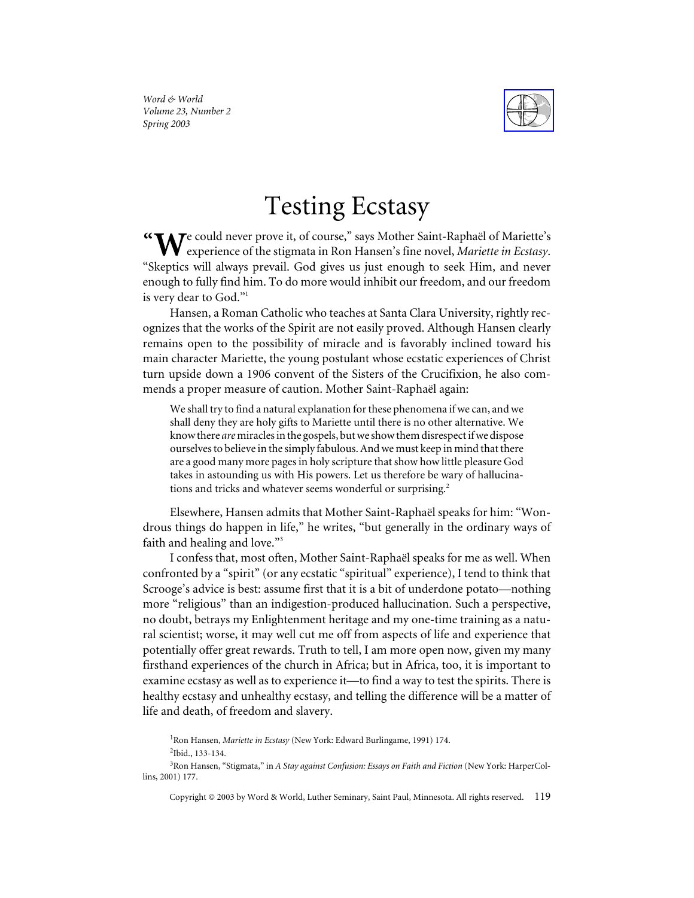# Testing Ecstasy

"We could never prove it, of course," says Mother Saint-Raphaël of Mariette's experience of the stigmata in Ron Hansen's fine novel, *Mariette in Ecstasy*. "Skeptics will always prevail. God gives us just enough to seek Him, and never enough to fully find him. To do more would inhibit our freedom, and our freedom is very dear to God."[1]

Hansen, a Roman Catholic who teaches at Santa Clara University, rightly recognizes that the works of the Spirit are not easily proved. Although Hansen clearly remains open to the possibility of miracle and is favorably inclined toward his main character Mariette, the young postulant whose ecstatic experiences of Christ turn upside down a 1906 convent of the Sisters of the Crucifixion, he also commends a proper measure of caution. Mother Saint-Raphaël again:

> We shall try to find a natural explanation for these phenomena if we can, and we shall deny they are holy gifts to Mariette until there is no other alternative. We know there *are* miracles in the gospels, but we show them disrespect if we dispose ourselves to believe in the simply fabulous. And we must keep in mind that there are a good many more pages in holy scripture that show how little pleasure God takes in astounding us with His powers. Let us therefore be wary of hallucinations and tricks and whatever seems wonderful or surprising.[2]

Elsewhere, Hansen admits that Mother Saint-Raphaël speaks for him: "Wondrous things do happen in life," he writes, "but generally in the ordinary ways of faith and healing and love."[3]

I confess that, most often, Mother Saint-Raphaël speaks for me as well. When confronted by a "spirit" (or any ecstatic "spiritual" experience), I tend to think that Scrooge's advice is best: assume first that it is a bit of underdone potato—nothing more "religious" than an indigestion-produced hallucination. Such a perspective, no doubt, betrays my Enlightenment heritage and my one-time training as a natural scientist; worse, it may well cut me off from aspects of life and experience that potentially offer great rewards. Truth to tell, I am more open now, given my many firsthand experiences of the church in Africa; but in Africa, too, it is important to examine ecstasy as well as to experience it—to find a way to test the spirits. There is healthy ecstasy and unhealthy ecstasy, and telling the difference will be a matter of life and death, of freedom and slavery.

[1] Ron Hansen, *Mariette in Ecstasy* (New York: Edward Burlingame, 1991) 174.

[2] Ibid., 133-134.

[3] Ron Hansen, "Stigmata," in *A Stay against Confusion: Essays on Faith and Fiction* (New York: HarperCollins, 2001) 177.

Copyright © 2003 by Word & World, Luther Seminary, Saint Paul, Minnesota. All rights reserved.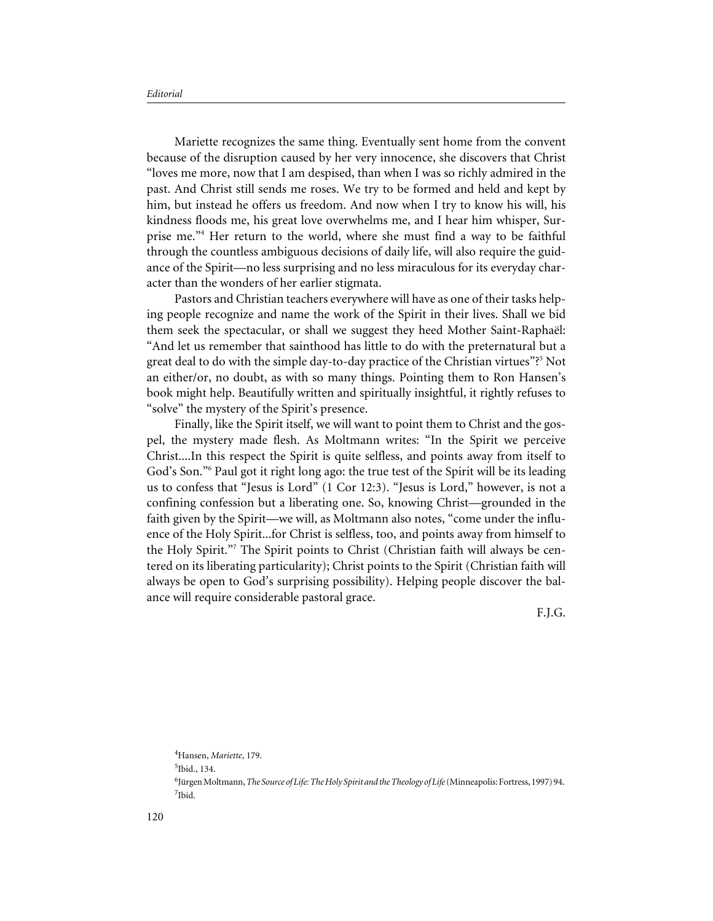Mariette recognizes the same thing. Eventually sent home from the convent because of the disruption caused by her very innocence, she discovers that Christ "loves me more, now that I am despised, than when I was so richly admired in the past. And Christ still sends me roses. We try to be formed and held and kept by him, but instead he offers us freedom. And now when I try to know his will, his kindness floods me, his great love overwhelms me, and I hear him whisper, Surprise me."[4] Her return to the world, where she must find a way to be faithful through the countless ambiguous decisions of daily life, will also require the guidance of the Spirit—no less surprising and no less miraculous for its everyday character than the wonders of her earlier stigmata.

Pastors and Christian teachers everywhere will have as one of their tasks helping people recognize and name the work of the Spirit in their lives. Shall we bid them seek the spectacular, or shall we suggest they heed Mother Saint-Raphaël: "And let us remember that sainthood has little to do with the preternatural but a great deal to do with the simple day-to-day practice of the Christian virtues"?[5] Not an either/or, no doubt, as with so many things. Pointing them to Ron Hansen's book might help. Beautifully written and spiritually insightful, it rightly refuses to "solve" the mystery of the Spirit's presence.

Finally, like the Spirit itself, we will want to point them to Christ and the gospel, the mystery made flesh. As Moltmann writes: "In the Spirit we perceive Christ....In this respect the Spirit is quite selfless, and points away from itself to God's Son."[6] Paul got it right long ago: the true test of the Spirit will be its leading us to confess that "Jesus is Lord" (1 Cor 12:3). "Jesus is Lord," however, is not a confining confession but a liberating one. So, knowing Christ—grounded in the faith given by the Spirit—we will, as Moltmann also notes, "come under the influence of the Holy Spirit...for Christ is selfless, too, and points away from himself to the Holy Spirit."[7] The Spirit points to Christ (Christian faith will always be centered on its liberating particularity); Christ points to the Spirit (Christian faith will always be open to God's surprising possibility). Helping people discover the balance will require considerable pastoral grace.

F.J.G.

[4] Hansen, *Mariette*, 179.

[5] Ibid., 134.

[6] Jürgen Moltmann, *The Source of Life: The Holy Spirit and the Theology of Life* (Minneapolis: Fortress, 1997) 94.

[7] Ibid.